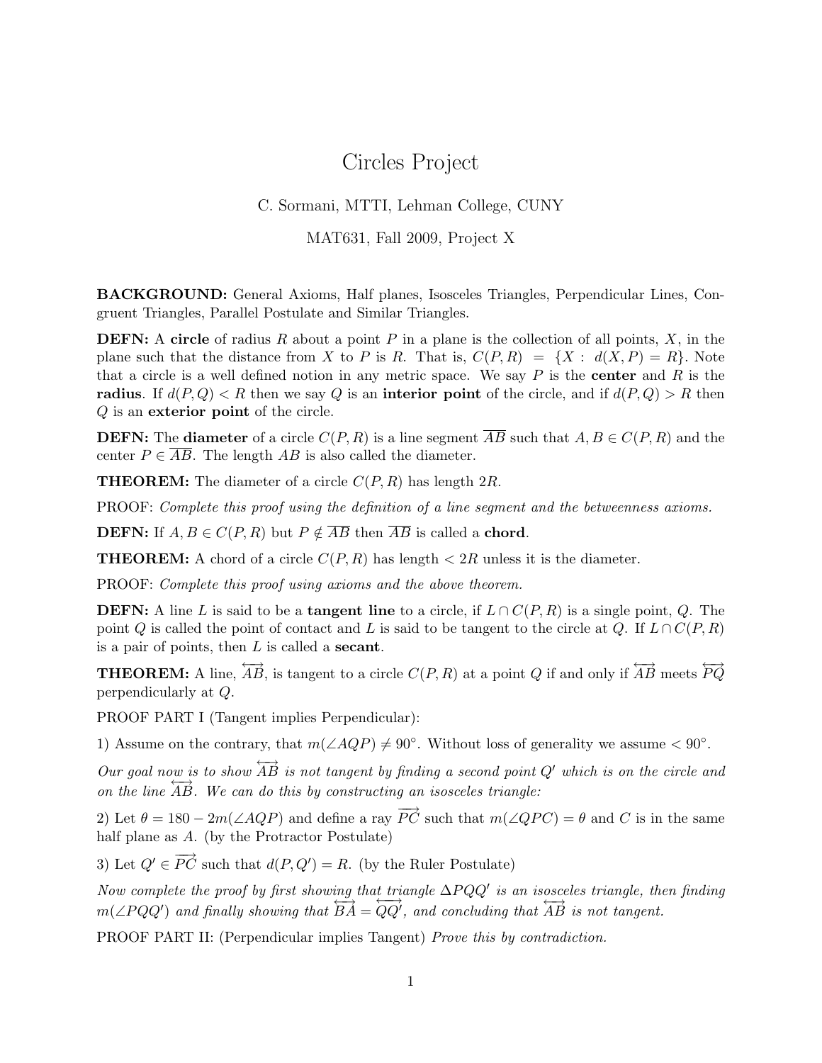# Circles Project

C. Sormani, MTTI, Lehman College, CUNY

MAT631, Fall 2009, Project X

**BACKGROUND:** General Axioms, Half planes, Isosceles Triangles, Perpendicular Lines, Congruent Triangles, Parallel Postulate and Similar Triangles.

**DEFN:** A **circle** of radius $R$ about a point $P$ in a plane is the collection of all points, $X$, in the plane such that the distance from $X$ to $P$ is $R$. That is, $C(P,R) = \{X : d(X,P) = R\}$. Note that a circle is a well defined notion in any metric space. We say $P$ is the **center** and $R$ is the **radius**. If $d(P,Q) < R$ then we say $Q$ is an **interior point** of the circle, and if $d(P,Q) > R$ then $Q$ is an **exterior point** of the circle.

**DEFN:** The **diameter** of a circle $C(P,R)$ is a line segment $\overline{AB}$ such that $A, B \in C(P,R)$ and the center $P \in \overline{AB}$. The length $AB$ is also called the diameter.

**THEOREM:** The diameter of a circle $C(P,R)$ has length $2R$.

PROOF: *Complete this proof using the definition of a line segment and the betweenness axioms.*

**DEFN:** If $A, B \in C(P,R)$ but $P \notin \overline{AB}$ then $\overline{AB}$ is called a **chord**.

**THEOREM:** A chord of a circle $C(P,R)$ has length $< 2R$ unless it is the diameter.

PROOF: *Complete this proof using axioms and the above theorem.*

**DEFN:** A line $L$ is said to be a **tangent line** to a circle, if $L \cap C(P,R)$ is a single point, $Q$. The point $Q$ is called the point of contact and $L$ is said to be tangent to the circle at $Q$. If $L \cap C(P,R)$ is a pair of points, then $L$ is called a **secant**.

**THEOREM:** A line, $\overleftrightarrow{AB}$, is tangent to a circle $C(P,R)$ at a point $Q$ if and only if $\overleftrightarrow{AB}$ meets $\overleftrightarrow{PQ}$ perpendicularly at $Q$.

PROOF PART I (Tangent implies Perpendicular):

1) Assume on the contrary, that $m(\angle AQP) \neq 90°$. Without loss of generality we assume $< 90°$.

*Our goal now is to show $\overleftrightarrow{AB}$ is not tangent by finding a second point $Q'$ which is on the circle and on the line $\overleftrightarrow{AB}$. We can do this by constructing an isosceles triangle:*

2) Let $\theta = 180 - 2m(\angle AQP)$ and define a ray $\overrightarrow{PC}$ such that $m(\angle QPC) = \theta$ and $C$ is in the same half plane as $A$. (by the Protractor Postulate)

3) Let $Q' \in \overrightarrow{PC}$ such that $d(P,Q') = R$. (by the Ruler Postulate)

*Now complete the proof by first showing that triangle $\Delta PQQ'$ is an isosceles triangle, then finding $m(\angle PQQ')$ and finally showing that $\overleftrightarrow{BA} = \overleftrightarrow{QQ'}$, and concluding that $\overleftrightarrow{AB}$ is not tangent.*

PROOF PART II: (Perpendicular implies Tangent) *Prove this by contradiction.*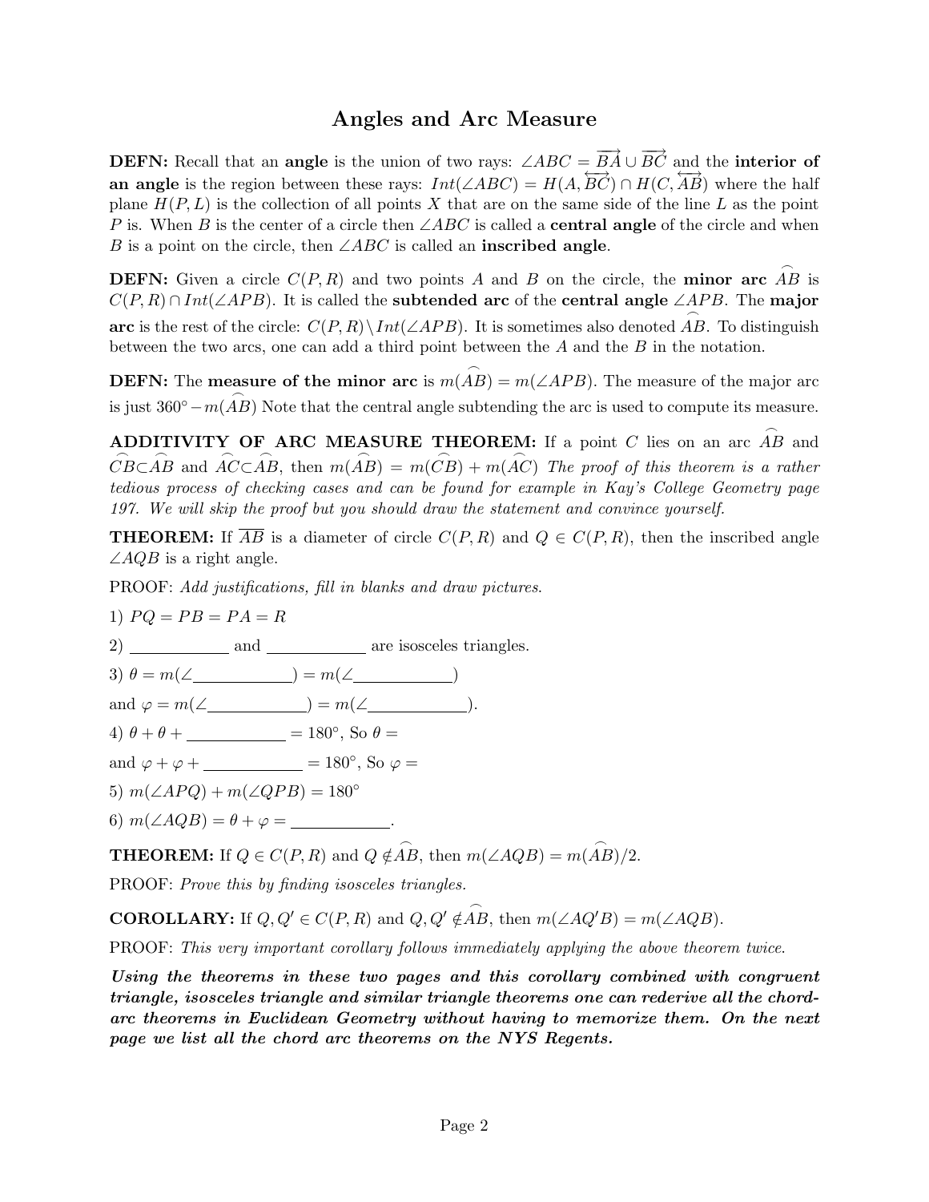## Angles and Arc Measure

**DEFN:** Recall that an **angle** is the union of two rays: $\angle ABC = \overrightarrow{BA} \cup \overrightarrow{BC}$ and the **interior of an angle** is the region between these rays: $Int(\angle ABC) = H(A, \overleftrightarrow{BC}) \cap H(C, \overleftrightarrow{AB})$ where the half plane $H(P, L)$ is the collection of all points $X$ that are on the same side of the line $L$ as the point $P$ is. When $B$ is the center of a circle then $\angle ABC$ is called a **central angle** of the circle and when $B$ is a point on the circle, then $\angle ABC$ is called an **inscribed angle**.

**DEFN:** Given a circle $C(P, R)$ and two points $A$ and $B$ on the circle, the **minor arc** $\widehat{AB}$ is $C(P, R) \cap Int(\angle APB)$. It is called the **subtended arc** of the **central angle** $\angle APB$. The **major arc** is the rest of the circle: $C(P, R) \setminus Int(\angle APB)$. It is sometimes also denoted $\widehat{AB}$. To distinguish between the two arcs, one can add a third point between the $A$ and the $B$ in the notation.

**DEFN:** The **measure of the minor arc** is $m(\widehat{AB}) = m(\angle APB)$. The measure of the major arc is just $360° - m(\widehat{AB})$ Note that the central angle subtending the arc is used to compute its measure.

**ADDITIVITY OF ARC MEASURE THEOREM:** If a point $C$ lies on an arc $\widehat{AB}$ and $\widehat{CB} \subset \widehat{AB}$ and $\widehat{AC} \subset \widehat{AB}$, then $m(\widehat{AB}) = m(\widehat{CB}) + m(\widehat{AC})$ *The proof of this theorem is a rather tedious process of checking cases and can be found for example in Kay's College Geometry page 197. We will skip the proof but you should draw the statement and convince yourself.*

**THEOREM:** If $\overline{AB}$ is a diameter of circle $C(P, R)$ and $Q \in C(P, R)$, then the inscribed angle $\angle AQB$ is a right angle.

PROOF: *Add justifications, fill in blanks and draw pictures.*

1) $PQ = PB = PA = R$

2) \_\_\_\_\_\_\_\_\_\_ and \_\_\_\_\_\_\_\_\_\_ are isosceles triangles.

3) $\theta = m(\angle$\_\_\_\_\_\_\_\_\_\_$) = m(\angle$\_\_\_\_\_\_\_\_\_\_$)$

and $\varphi = m(\angle$\_\_\_\_\_\_\_\_\_\_$) = m(\angle$\_\_\_\_\_\_\_\_\_\_$)$.

4) $\theta + \theta +$ \_\_\_\_\_\_\_\_\_\_ $= 180°$, So $\theta =$

and $\varphi + \varphi +$ \_\_\_\_\_\_\_\_\_\_ $= 180°$, So $\varphi =$

5) $m(\angle APQ) + m(\angle QPB) = 180°$

6) $m(\angle AQB) = \theta + \varphi =$ \_\_\_\_\_\_\_\_\_\_.

**THEOREM:** If $Q \in C(P, R)$ and $Q \notin \widehat{AB}$, then $m(\angle AQB) = m(\widehat{AB})/2$.

PROOF: *Prove this by finding isosceles triangles.*

**COROLLARY:** If $Q, Q' \in C(P, R)$ and $Q, Q' \notin \widehat{AB}$, then $m(\angle AQ'B) = m(\angle AQB)$.

PROOF: *This very important corollary follows immediately applying the above theorem twice.*

***Using the theorems in these two pages and this corollary combined with congruent triangle, isosceles triangle and similar triangle theorems one can rederive all the chord-arc theorems in Euclidean Geometry without having to memorize them. On the next page we list all the chord arc theorems on the NYS Regents.***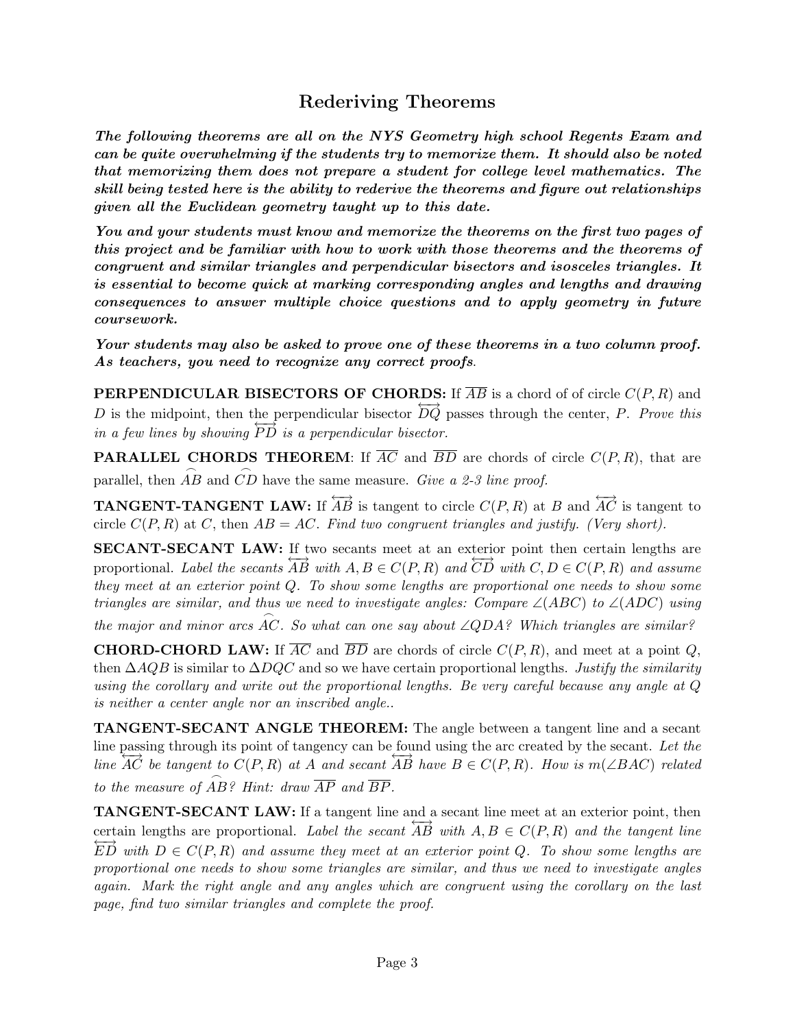## Rederiving Theorems

***The following theorems are all on the NYS Geometry high school Regents Exam and can be quite overwhelming if the students try to memorize them. It should also be noted that memorizing them does not prepare a student for college level mathematics. The skill being tested here is the ability to rederive the theorems and figure out relationships given all the Euclidean geometry taught up to this date.***

***You and your students must know and memorize the theorems on the first two pages of this project and be familiar with how to work with those theorems and the theorems of congruent and similar triangles and perpendicular bisectors and isosceles triangles. It is essential to become quick at marking corresponding angles and lengths and drawing consequences to answer multiple choice questions and to apply geometry in future coursework.***

***Your students may also be asked to prove one of these theorems in a two column proof. As teachers, you need to recognize any correct proofs.***

**PERPENDICULAR BISECTORS OF CHORDS:** If $\overline{AB}$ is a chord of of circle $C(P,R)$ and $D$ is the midpoint, then the perpendicular bisector $\overleftrightarrow{DQ}$ passes through the center, $P$. *Prove this in a few lines by showing $\overleftrightarrow{PD}$ is a perpendicular bisector.*

**PARALLEL CHORDS THEOREM**: If $\overline{AC}$ and $\overline{BD}$ are chords of circle $C(P,R)$, that are parallel, then $\overset{\frown}{AB}$ and $\overset{\frown}{CD}$ have the same measure. *Give a 2-3 line proof.*

**TANGENT-TANGENT LAW:** If $\overleftrightarrow{AB}$ is tangent to circle $C(P,R)$ at $B$ and $\overleftrightarrow{AC}$ is tangent to circle $C(P,R)$ at $C$, then $AB = AC$. *Find two congruent triangles and justify. (Very short).*

**SECANT-SECANT LAW:** If two secants meet at an exterior point then certain lengths are proportional. *Label the secants $\overleftrightarrow{AB}$ with $A, B \in C(P,R)$ and $\overleftrightarrow{CD}$ with $C, D \in C(P,R)$ and assume they meet at an exterior point $Q$. To show some lengths are proportional one needs to show some triangles are similar, and thus we need to investigate angles: Compare $\angle(ABC)$ to $\angle(ADC)$ using the major and minor arcs $\overset{\frown}{AC}$. So what can one say about $\angle QDA$? Which triangles are similar?*

**CHORD-CHORD LAW:** If $\overline{AC}$ and $\overline{BD}$ are chords of circle $C(P,R)$, and meet at a point $Q$, then $\Delta AQB$ is similar to $\Delta DQC$ and so we have certain proportional lengths. *Justify the similarity using the corollary and write out the proportional lengths. Be very careful because any angle at $Q$ is neither a center angle nor an inscribed angle..*

**TANGENT-SECANT ANGLE THEOREM:** The angle between a tangent line and a secant line passing through its point of tangency can be found using the arc created by the secant. *Let the line $\overleftrightarrow{AC}$ be tangent to $C(P,R)$ at $A$ and secant $\overleftrightarrow{AB}$ have $B \in C(P,R)$. How is $m(\angle BAC)$ related to the measure of $\overset{\frown}{AB}$? Hint: draw $\overline{AP}$ and $\overline{BP}$.*

**TANGENT-SECANT LAW:** If a tangent line and a secant line meet at an exterior point, then certain lengths are proportional. *Label the secant $\overleftrightarrow{AB}$ with $A, B \in C(P,R)$ and the tangent line $\overleftrightarrow{ED}$ with $D \in C(P,R)$ and assume they meet at an exterior point $Q$. To show some lengths are proportional one needs to show some triangles are similar, and thus we need to investigate angles again. Mark the right angle and any angles which are congruent using the corollary on the last page, find two similar triangles and complete the proof.*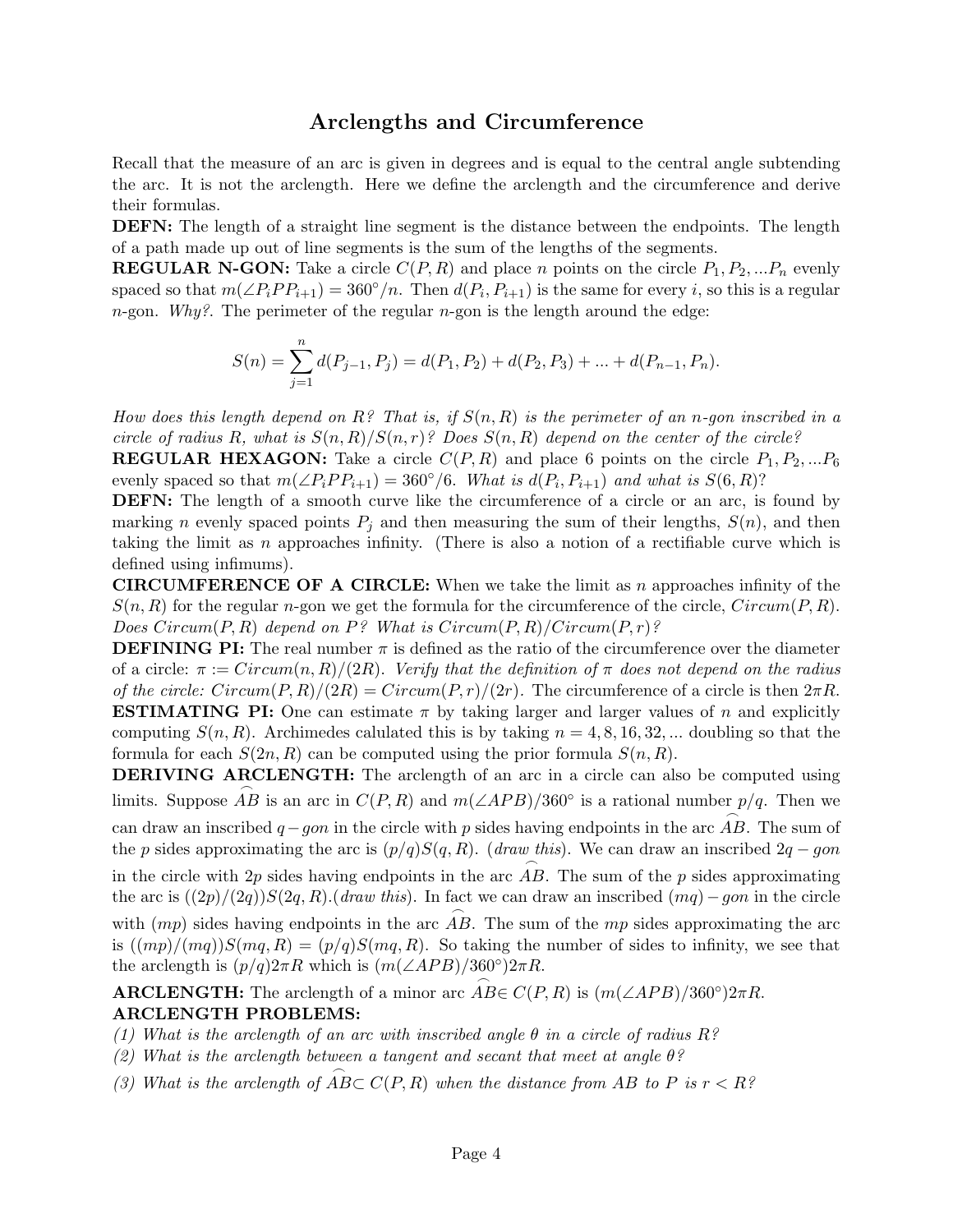# Arclengths and Circumference

Recall that the measure of an arc is given in degrees and is equal to the central angle subtending the arc. It is not the arclength. Here we define the arclength and the circumference and derive their formulas.

**DEFN:** The length of a straight line segment is the distance between the endpoints. The length of a path made up out of line segments is the sum of the lengths of the segments.

**REGULAR N-GON:** Take a circle $C(P,R)$ and place $n$ points on the circle $P_1, P_2, ...P_n$ evenly spaced so that $m(\angle P_i P P_{i+1}) = 360°/n$. Then $d(P_i, P_{i+1})$ is the same for every $i$, so this is a regular $n$-gon. *Why?*. The perimeter of the regular $n$-gon is the length around the edge:

$$S(n) = \sum_{j=1}^{n} d(P_{j-1}, P_j) = d(P_1, P_2) + d(P_2, P_3) + ... + d(P_{n-1}, P_n).$$

*How does this length depend on $R$? That is, if $S(n,R)$ is the perimeter of an $n$-gon inscribed in a circle of radius $R$, what is $S(n,R)/S(n,r)$? Does $S(n,R)$ depend on the center of the circle?*

**REGULAR HEXAGON:** Take a circle $C(P,R)$ and place 6 points on the circle $P_1, P_2, ...P_6$ evenly spaced so that $m(\angle P_i P P_{i+1}) = 360°/6$. *What is $d(P_i, P_{i+1})$ and what is $S(6,R)$?*

**DEFN:** The length of a smooth curve like the circumference of a circle or an arc, is found by marking $n$ evenly spaced points $P_j$ and then measuring the sum of their lengths, $S(n)$, and then taking the limit as $n$ approaches infinity. (There is also a notion of a rectifiable curve which is defined using infimums).

**CIRCUMFERENCE OF A CIRCLE:** When we take the limit as $n$ approaches infinity of the $S(n,R)$ for the regular $n$-gon we get the formula for the circumference of the circle, $Circum(P,R)$. *Does $Circum(P,R)$ depend on $P$? What is $Circum(P,R)/Circum(P,r)$?*

**DEFINING PI:** The real number $\pi$ is defined as the ratio of the circumference over the diameter of a circle: $\pi := Circum(n,R)/(2R)$. *Verify that the definition of $\pi$ does not depend on the radius of the circle: $Circum(P,R)/(2R) = Circum(P,r)/(2r)$.* The circumference of a circle is then $2\pi R$.

**ESTIMATING PI:** One can estimate $\pi$ by taking larger and larger values of $n$ and explicitly computing $S(n,R)$. Archimedes calulated this is by taking $n = 4, 8, 16, 32, ...$ doubling so that the formula for each $S(2n,R)$ can be computed using the prior formula $S(n,R)$.

**DERIVING ARCLENGTH:** The arclength of an arc in a circle can also be computed using limits. Suppose $\widehat{AB}$ is an arc in $C(P,R)$ and $m(\angle APB)/360°$ is a rational number $p/q$. Then we can draw an inscribed $q-gon$ in the circle with $p$ sides having endpoints in the arc $\widehat{AB}$. The sum of the $p$ sides approximating the arc is $(p/q)S(q,R)$. (*draw this*). We can draw an inscribed $2q-gon$ in the circle with $2p$ sides having endpoints in the arc $\widehat{AB}$. The sum of the $p$ sides approximating the arc is $((2p)/(2q))S(2q,R)$.(*draw this*). In fact we can draw an inscribed $(mq)-gon$ in the circle with $(mp)$ sides having endpoints in the arc $\widehat{AB}$. The sum of the $mp$ sides approximating the arc is $((mp)/(mq))S(mq,R) = (p/q)S(mq,R)$. So taking the number of sides to infinity, we see that the arclength is $(p/q)2\pi R$ which is $(m(\angle APB)/360°)2\pi R$.

**ARCLENGTH:** The arclength of a minor arc $\widehat{AB} \in C(P,R)$ is $(m(\angle APB)/360°)2\pi R$.

**ARCLENGTH PROBLEMS:**

*(1) What is the arclength of an arc with inscribed angle $\theta$ in a circle of radius $R$?*

*(2) What is the arclength between a tangent and secant that meet at angle $\theta$?*

*(3) What is the arclength of $\widehat{AB} \subset C(P,R)$ when the distance from $AB$ to $P$ is $r < R$?*